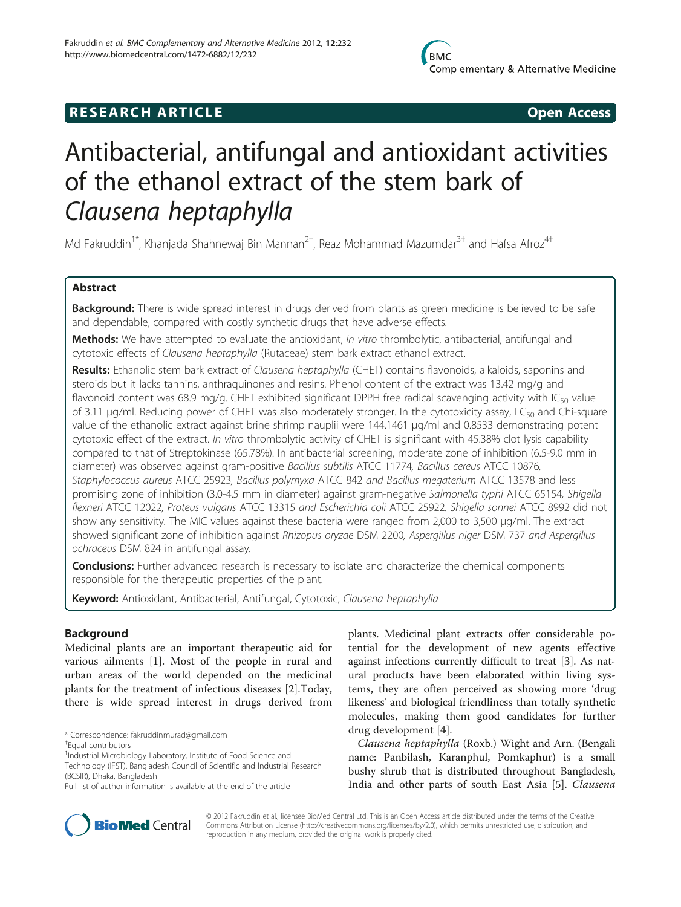**RESEARCH ARTICLE** **Open Access**

# Antibacterial, antifungal and antioxidant activities of the ethanol extract of the stem bark of *Clausena heptaphylla*

Md Fakruddin[1*], Khanjada Shahnewaj Bin Mannan[2†], Reaz Mohammad Mazumdar[3†] and Hafsa Afroz[4†]

## Abstract

**Background:** There is wide spread interest in drugs derived from plants as green medicine is believed to be safe and dependable, compared with costly synthetic drugs that have adverse effects.

**Methods:** We have attempted to evaluate the antioxidant, *In vitro* thrombolytic, antibacterial, antifungal and cytotoxic effects of *Clausena heptaphylla* (Rutaceae) stem bark extract ethanol extract.

**Results:** Ethanolic stem bark extract of *Clausena heptaphylla* (CHET) contains flavonoids, alkaloids, saponins and steroids but it lacks tannins, anthraquinones and resins. Phenol content of the extract was 13.42 mg/g and flavonoid content was 68.9 mg/g. CHET exhibited significant DPPH free radical scavenging activity with $IC_{50}$ value of 3.11 μg/ml. Reducing power of CHET was also moderately stronger. In the cytotoxicity assay, $LC_{50}$ and Chi-square value of the ethanolic extract against brine shrimp nauplii were 144.1461 μg/ml and 0.8533 demonstrating potent cytotoxic effect of the extract. *In vitro* thrombolytic activity of CHET is significant with 45.38% clot lysis capability compared to that of Streptokinase (65.78%). In antibacterial screening, moderate zone of inhibition (6.5-9.0 mm in diameter) was observed against gram-positive *Bacillus subtilis* ATCC 11774, *Bacillus cereus* ATCC 10876, *Staphylococcus aureus* ATCC 25923, *Bacillus polymyxa* ATCC 842 *and Bacillus megaterium* ATCC 13578 and less promising zone of inhibition (3.0-4.5 mm in diameter) against gram-negative *Salmonella typhi* ATCC 65154, *Shigella flexneri* ATCC 12022, *Proteus vulgaris* ATCC 13315 *and Escherichia coli* ATCC 25922. *Shigella sonnei* ATCC 8992 did not show any sensitivity. The MIC values against these bacteria were ranged from 2,000 to 3,500 μg/ml. The extract showed significant zone of inhibition against *Rhizopus oryzae* DSM 2200, *Aspergillus niger* DSM 737 *and Aspergillus ochraceus* DSM 824 in antifungal assay.

**Conclusions:** Further advanced research is necessary to isolate and characterize the chemical components responsible for the therapeutic properties of the plant.

**Keyword:** Antioxidant, Antibacterial, Antifungal, Cytotoxic, *Clausena heptaphylla*

## Background

Medicinal plants are an important therapeutic aid for various ailments [1]. Most of the people in rural and urban areas of the world depended on the medicinal plants for the treatment of infectious diseases [2].Today, there is wide spread interest in drugs derived from plants. Medicinal plant extracts offer considerable potential for the development of new agents effective against infections currently difficult to treat [3]. As natural products have been elaborated within living systems, they are often perceived as showing more 'drug likeness' and biological friendliness than totally synthetic molecules, making them good candidates for further drug development [4].

*Clausena heptaphylla* (Roxb.) Wight and Arn. (Bengali name: Panbilash, Karanphul, Pomkaphur) is a small bushy shrub that is distributed throughout Bangladesh, India and other parts of south East Asia [5]. *Clausena*

\* Correspondence: fakruddinmurad@gmail.com
†Equal contributors
[1]Industrial Microbiology Laboratory, Institute of Food Science and Technology (IFST). Bangladesh Council of Scientific and Industrial Research (BCSIR), Dhaka, Bangladesh
Full list of author information is available at the end of the article

© 2012 Fakruddin et al.; licensee BioMed Central Ltd. This is an Open Access article distributed under the terms of the Creative Commons Attribution License (http://creativecommons.org/licenses/by/2.0), which permits unrestricted use, distribution, and reproduction in any medium, provided the original work is properly cited.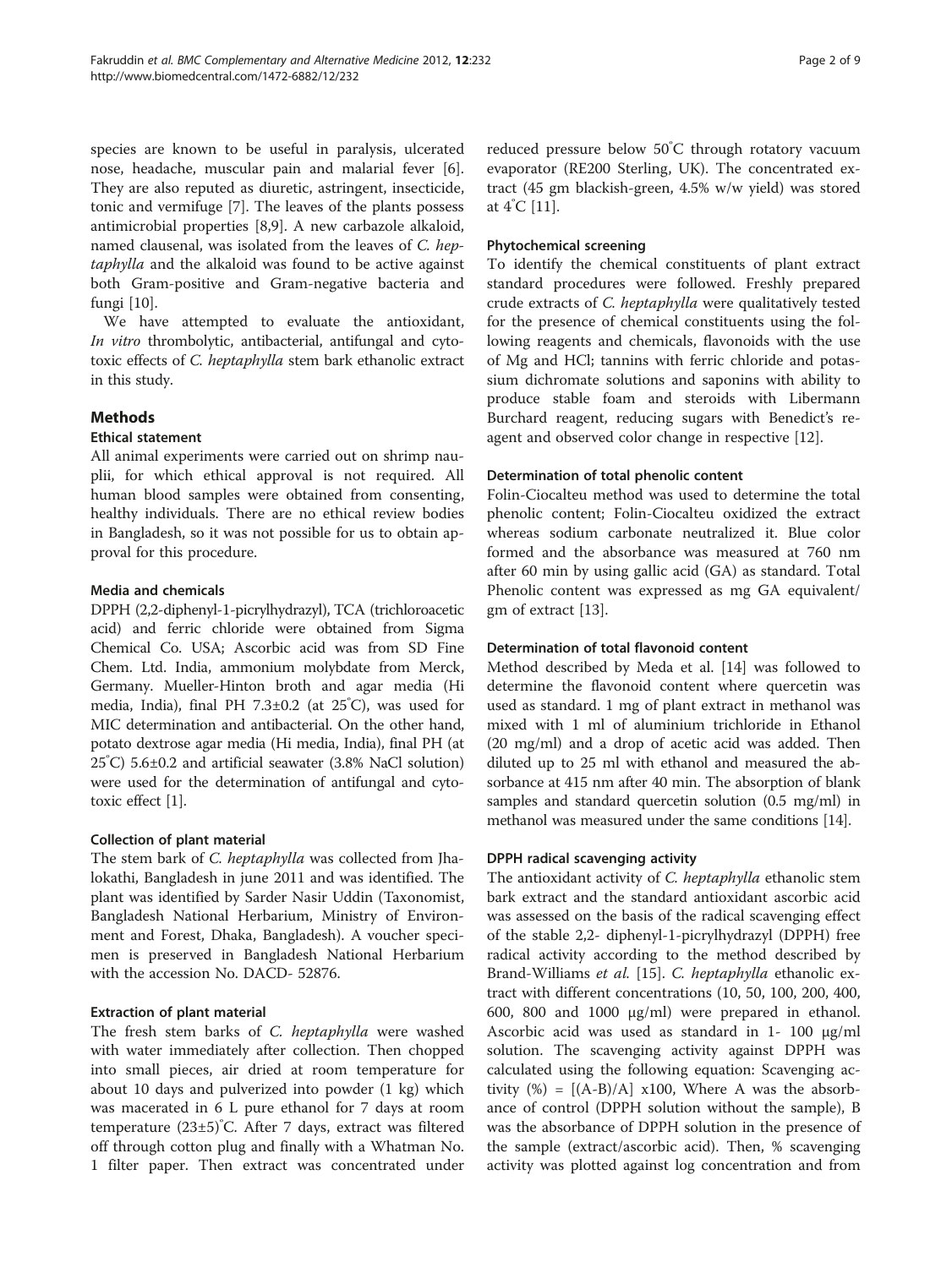species are known to be useful in paralysis, ulcerated nose, headache, muscular pain and malarial fever [6]. They are also reputed as diuretic, astringent, insecticide, tonic and vermifuge [7]. The leaves of the plants possess antimicrobial properties [8,9]. A new carbazole alkaloid, named clausenal, was isolated from the leaves of *C. heptaphylla* and the alkaloid was found to be active against both Gram-positive and Gram-negative bacteria and fungi [10].

We have attempted to evaluate the antioxidant, *In vitro* thrombolytic, antibacterial, antifungal and cytotoxic effects of *C. heptaphylla* stem bark ethanolic extract in this study.

## Methods

### Ethical statement

All animal experiments were carried out on shrimp nauplii, for which ethical approval is not required. All human blood samples were obtained from consenting, healthy individuals. There are no ethical review bodies in Bangladesh, so it was not possible for us to obtain approval for this procedure.

### Media and chemicals

DPPH (2,2-diphenyl-1-picrylhydrazyl), TCA (trichloroacetic acid) and ferric chloride were obtained from Sigma Chemical Co. USA; Ascorbic acid was from SD Fine Chem. Ltd. India, ammonium molybdate from Merck, Germany. Mueller-Hinton broth and agar media (Hi media, India), final PH 7.3±0.2 (at 25°C), was used for MIC determination and antibacterial. On the other hand, potato dextrose agar media (Hi media, India), final PH (at 25°C) 5.6±0.2 and artificial seawater (3.8% NaCl solution) were used for the determination of antifungal and cytotoxic effect [1].

### Collection of plant material

The stem bark of *C. heptaphylla* was collected from Jhalokathi, Bangladesh in june 2011 and was identified. The plant was identified by Sarder Nasir Uddin (Taxonomist, Bangladesh National Herbarium, Ministry of Environment and Forest, Dhaka, Bangladesh). A voucher specimen is preserved in Bangladesh National Herbarium with the accession No. DACD- 52876.

### Extraction of plant material

The fresh stem barks of *C. heptaphylla* were washed with water immediately after collection. Then chopped into small pieces, air dried at room temperature for about 10 days and pulverized into powder (1 kg) which was macerated in 6 L pure ethanol for 7 days at room temperature (23±5)°C. After 7 days, extract was filtered off through cotton plug and finally with a Whatman No. 1 filter paper. Then extract was concentrated under reduced pressure below 50°C through rotatory vacuum evaporator (RE200 Sterling, UK). The concentrated extract (45 gm blackish-green, 4.5% w/w yield) was stored at 4°C [11].

### Phytochemical screening

To identify the chemical constituents of plant extract standard procedures were followed. Freshly prepared crude extracts of *C. heptaphylla* were qualitatively tested for the presence of chemical constituents using the following reagents and chemicals, flavonoids with the use of Mg and HCl; tannins with ferric chloride and potassium dichromate solutions and saponins with ability to produce stable foam and steroids with Libermann Burchard reagent, reducing sugars with Benedict's reagent and observed color change in respective [12].

### Determination of total phenolic content

Folin-Ciocalteu method was used to determine the total phenolic content; Folin-Ciocalteu oxidized the extract whereas sodium carbonate neutralized it. Blue color formed and the absorbance was measured at 760 nm after 60 min by using gallic acid (GA) as standard. Total Phenolic content was expressed as mg GA equivalent/gm of extract [13].

### Determination of total flavonoid content

Method described by Meda et al. [14] was followed to determine the flavonoid content where quercetin was used as standard. 1 mg of plant extract in methanol was mixed with 1 ml of aluminium trichloride in Ethanol (20 mg/ml) and a drop of acetic acid was added. Then diluted up to 25 ml with ethanol and measured the absorbance at 415 nm after 40 min. The absorption of blank samples and standard quercetin solution (0.5 mg/ml) in methanol was measured under the same conditions [14].

### DPPH radical scavenging activity

The antioxidant activity of *C. heptaphylla* ethanolic stem bark extract and the standard antioxidant ascorbic acid was assessed on the basis of the radical scavenging effect of the stable 2,2- diphenyl-1-picrylhydrazyl (DPPH) free radical activity according to the method described by Brand-Williams *et al.* [15]. *C. heptaphylla* ethanolic extract with different concentrations (10, 50, 100, 200, 400, 600, 800 and 1000 μg/ml) were prepared in ethanol. Ascorbic acid was used as standard in 1- 100 μg/ml solution. The scavenging activity against DPPH was calculated using the following equation: Scavenging activity (%) = $[(A-B)/A] \times 100$, Where A was the absorbance of control (DPPH solution without the sample), B was the absorbance of DPPH solution in the presence of the sample (extract/ascorbic acid). Then, % scavenging activity was plotted against log concentration and from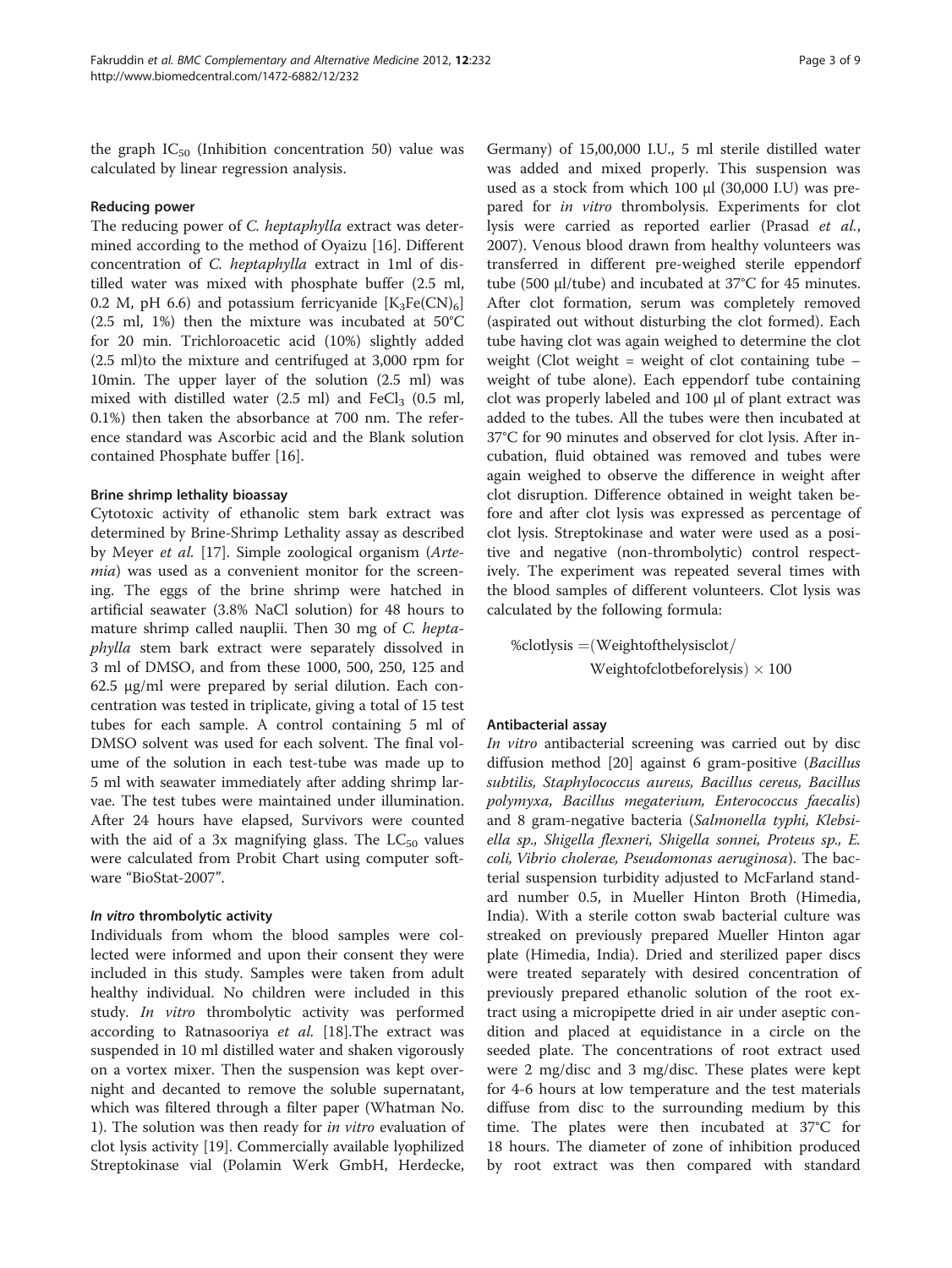the graph $IC_{50}$ (Inhibition concentration 50) value was calculated by linear regression analysis.

### Reducing power

The reducing power of *C. heptaphylla* extract was determined according to the method of Oyaizu [16]. Different concentration of *C. heptaphylla* extract in 1ml of distilled water was mixed with phosphate buffer (2.5 ml, 0.2 M, pH 6.6) and potassium ferricyanide $[K_3Fe(CN)_6]$ (2.5 ml, 1%) then the mixture was incubated at 50°C for 20 min. Trichloroacetic acid (10%) slightly added (2.5 ml)to the mixture and centrifuged at 3,000 rpm for 10min. The upper layer of the solution (2.5 ml) was mixed with distilled water (2.5 ml) and $FeCl_3$ (0.5 ml, 0.1%) then taken the absorbance at 700 nm. The reference standard was Ascorbic acid and the Blank solution contained Phosphate buffer [16].

### Brine shrimp lethality bioassay

Cytotoxic activity of ethanolic stem bark extract was determined by Brine-Shrimp Lethality assay as described by Meyer *et al.* [17]. Simple zoological organism (*Artemia*) was used as a convenient monitor for the screening. The eggs of the brine shrimp were hatched in artificial seawater (3.8% NaCl solution) for 48 hours to mature shrimp called nauplii. Then 30 mg of *C. heptaphylla* stem bark extract were separately dissolved in 3 ml of DMSO, and from these 1000, 500, 250, 125 and 62.5 μg/ml were prepared by serial dilution. Each concentration was tested in triplicate, giving a total of 15 test tubes for each sample. A control containing 5 ml of DMSO solvent was used for each solvent. The final volume of the solution in each test-tube was made up to 5 ml with seawater immediately after adding shrimp larvae. The test tubes were maintained under illumination. After 24 hours have elapsed, Survivors were counted with the aid of a 3x magnifying glass. The $LC_{50}$ values were calculated from Probit Chart using computer software "BioStat-2007".

### *In vitro* thrombolytic activity

Individuals from whom the blood samples were collected were informed and upon their consent they were included in this study. Samples were taken from adult healthy individual. No children were included in this study. *In vitro* thrombolytic activity was performed according to Ratnasooriya *et al.* [18].The extract was suspended in 10 ml distilled water and shaken vigorously on a vortex mixer. Then the suspension was kept overnight and decanted to remove the soluble supernatant, which was filtered through a filter paper (Whatman No. 1). The solution was then ready for *in vitro* evaluation of clot lysis activity [19]. Commercially available lyophilized Streptokinase vial (Polamin Werk GmbH, Herdecke, Germany) of 15,00,000 I.U., 5 ml sterile distilled water was added and mixed properly. This suspension was used as a stock from which 100 μl (30,000 I.U) was prepared for *in vitro* thrombolysis. Experiments for clot lysis were carried as reported earlier (Prasad *et al.*, 2007). Venous blood drawn from healthy volunteers was transferred in different pre-weighed sterile eppendorf tube (500 μl/tube) and incubated at 37°C for 45 minutes. After clot formation, serum was completely removed (aspirated out without disturbing the clot formed). Each tube having clot was again weighed to determine the clot weight (Clot weight = weight of clot containing tube – weight of tube alone). Each eppendorf tube containing clot was properly labeled and 100 μl of plant extract was added to the tubes. All the tubes were then incubated at 37°C for 90 minutes and observed for clot lysis. After incubation, fluid obtained was removed and tubes were again weighed to observe the difference in weight after clot disruption. Difference obtained in weight taken before and after clot lysis was expressed as percentage of clot lysis. Streptokinase and water were used as a positive and negative (non-thrombolytic) control respectively. The experiment was repeated several times with the blood samples of different volunteers. Clot lysis was calculated by the following formula:

$$\%\text{clotlysis} = (\text{Weightofthelysisclot}/\text{Weightofclotbeforelysis}) \times 100$$

### Antibacterial assay

*In vitro* antibacterial screening was carried out by disc diffusion method [20] against 6 gram-positive (*Bacillus subtilis, Staphylococcus aureus, Bacillus cereus, Bacillus polymyxa, Bacillus megaterium, Enterococcus faecalis*) and 8 gram-negative bacteria (*Salmonella typhi, Klebsiella sp., Shigella flexneri, Shigella sonnei, Proteus sp., E. coli, Vibrio cholerae, Pseudomonas aeruginosa*). The bacterial suspension turbidity adjusted to McFarland standard number 0.5, in Mueller Hinton Broth (Himedia, India). With a sterile cotton swab bacterial culture was streaked on previously prepared Mueller Hinton agar plate (Himedia, India). Dried and sterilized paper discs were treated separately with desired concentration of previously prepared ethanolic solution of the root extract using a micropipette dried in air under aseptic condition and placed at equidistance in a circle on the seeded plate. The concentrations of root extract used were 2 mg/disc and 3 mg/disc. These plates were kept for 4-6 hours at low temperature and the test materials diffuse from disc to the surrounding medium by this time. The plates were then incubated at 37°C for 18 hours. The diameter of zone of inhibition produced by root extract was then compared with standard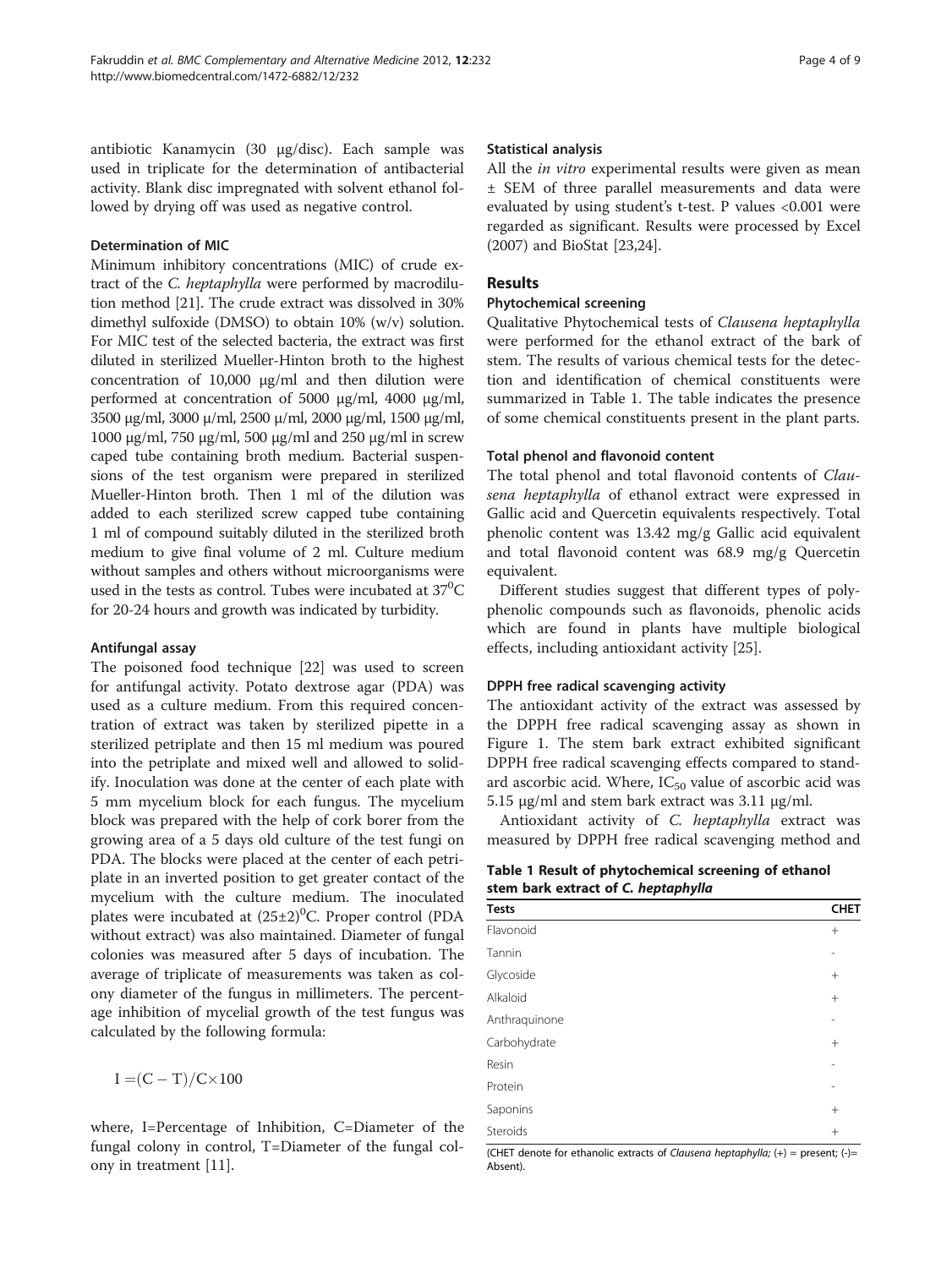antibiotic Kanamycin (30 μg/disc). Each sample was used in triplicate for the determination of antibacterial activity. Blank disc impregnated with solvent ethanol followed by drying off was used as negative control.

### Determination of MIC

Minimum inhibitory concentrations (MIC) of crude extract of the *C. heptaphylla* were performed by macrodilution method [21]. The crude extract was dissolved in 30% dimethyl sulfoxide (DMSO) to obtain 10% (w/v) solution. For MIC test of the selected bacteria, the extract was first diluted in sterilized Mueller-Hinton broth to the highest concentration of 10,000 μg/ml and then dilution were performed at concentration of 5000 μg/ml, 4000 μg/ml, 3500 μg/ml, 3000 μ/ml, 2500 μ/ml, 2000 μg/ml, 1500 μg/ml, 1000 μg/ml, 750 μg/ml, 500 μg/ml and 250 μg/ml in screw caped tube containing broth medium. Bacterial suspensions of the test organism were prepared in sterilized Mueller-Hinton broth. Then 1 ml of the dilution was added to each sterilized screw capped tube containing 1 ml of compound suitably diluted in the sterilized broth medium to give final volume of 2 ml. Culture medium without samples and others without microorganisms were used in the tests as control. Tubes were incubated at $37^0$C for 20-24 hours and growth was indicated by turbidity.

### Antifungal assay

The poisoned food technique [22] was used to screen for antifungal activity. Potato dextrose agar (PDA) was used as a culture medium. From this required concentration of extract was taken by sterilized pipette in a sterilized petriplate and then 15 ml medium was poured into the petriplate and mixed well and allowed to solidify. Inoculation was done at the center of each plate with 5 mm mycelium block for each fungus. The mycelium block was prepared with the help of cork borer from the growing area of a 5 days old culture of the test fungi on PDA. The blocks were placed at the center of each petriplate in an inverted position to get greater contact of the mycelium with the culture medium. The inoculated plates were incubated at $(25\pm2)^0$C. Proper control (PDA without extract) was also maintained. Diameter of fungal colonies was measured after 5 days of incubation. The average of triplicate of measurements was taken as colony diameter of the fungus in millimeters. The percentage inhibition of mycelial growth of the test fungus was calculated by the following formula:

$$I = (C - T)/C \times 100$$

where, I=Percentage of Inhibition, C=Diameter of the fungal colony in control, T=Diameter of the fungal colony in treatment [11].

### Statistical analysis

All the *in vitro* experimental results were given as mean ± SEM of three parallel measurements and data were evaluated by using student's t-test. P values <0.001 were regarded as significant. Results were processed by Excel (2007) and BioStat [23,24].

## Results

### Phytochemical screening

Qualitative Phytochemical tests of *Clausena heptaphylla* were performed for the ethanol extract of the bark of stem. The results of various chemical tests for the detection and identification of chemical constituents were summarized in Table 1. The table indicates the presence of some chemical constituents present in the plant parts.

### Total phenol and flavonoid content

The total phenol and total flavonoid contents of *Clausena heptaphylla* of ethanol extract were expressed in Gallic acid and Quercetin equivalents respectively. Total phenolic content was 13.42 mg/g Gallic acid equivalent and total flavonoid content was 68.9 mg/g Quercetin equivalent.

Different studies suggest that different types of polyphenolic compounds such as flavonoids, phenolic acids which are found in plants have multiple biological effects, including antioxidant activity [25].

### DPPH free radical scavenging activity

The antioxidant activity of the extract was assessed by the DPPH free radical scavenging assay as shown in Figure 1. The stem bark extract exhibited significant DPPH free radical scavenging effects compared to standard ascorbic acid. Where, $IC_{50}$ value of ascorbic acid was 5.15 μg/ml and stem bark extract was 3.11 μg/ml.

Antioxidant activity of *C. heptaphylla* extract was measured by DPPH free radical scavenging method and

**Table 1 Result of phytochemical screening of ethanol stem bark extract of *C. heptaphylla***

| Tests | CHET |
|---|---|
| Flavonoid | + |
| Tannin | - |
| Glycoside | + |
| Alkaloid | + |
| Anthraquinone | - |
| Carbohydrate | + |
| Resin | - |
| Protein | - |
| Saponins | + |
| Steroids | + |

(CHET denote for ethanolic extracts of *Clausena heptaphylla;* (+) = present; (-)= Absent).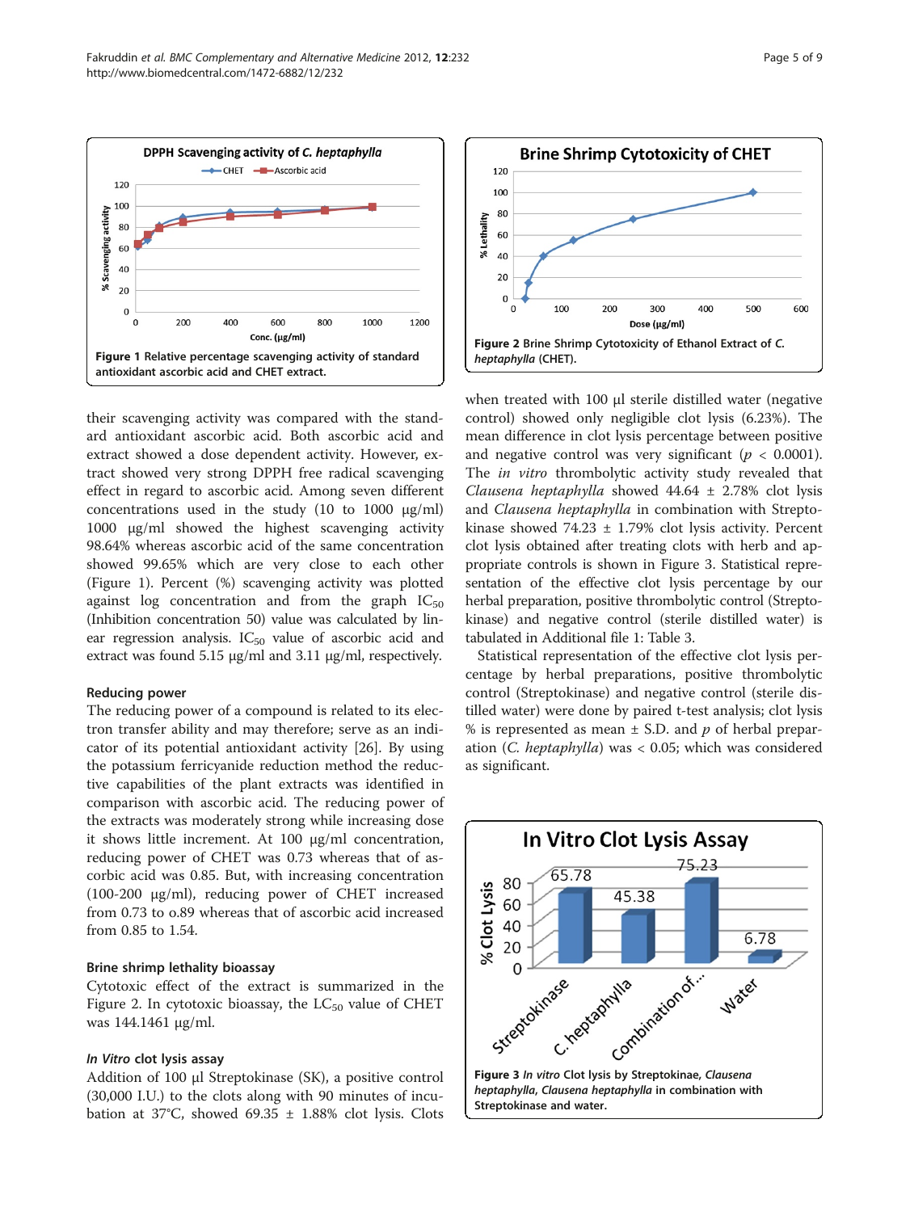Figure 1 Relative percentage scavenging activity of standard antioxidant ascorbic acid and CHET extract.

their scavenging activity was compared with the standard antioxidant ascorbic acid. Both ascorbic acid and extract showed a dose dependent activity. However, extract showed very strong DPPH free radical scavenging effect in regard to ascorbic acid. Among seven different concentrations used in the study (10 to 1000 μg/ml) 1000 μg/ml showed the highest scavenging activity 98.64% whereas ascorbic acid of the same concentration showed 99.65% which are very close to each other (Figure 1). Percent (%) scavenging activity was plotted against log concentration and from the graph $IC_{50}$ (Inhibition concentration 50) value was calculated by linear regression analysis. $IC_{50}$ value of ascorbic acid and extract was found 5.15 μg/ml and 3.11 μg/ml, respectively.

### Reducing power

The reducing power of a compound is related to its electron transfer ability and may therefore; serve as an indicator of its potential antioxidant activity [26]. By using the potassium ferricyanide reduction method the reductive capabilities of the plant extracts was identified in comparison with ascorbic acid. The reducing power of the extracts was moderately strong while increasing dose it shows little increment. At 100 μg/ml concentration, reducing power of CHET was 0.73 whereas that of ascorbic acid was 0.85. But, with increasing concentration (100-200 μg/ml), reducing power of CHET increased from 0.73 to o.89 whereas that of ascorbic acid increased from 0.85 to 1.54.

### Brine shrimp lethality bioassay

Cytotoxic effect of the extract is summarized in the Figure 2. In cytotoxic bioassay, the $LC_{50}$ value of CHET was 144.1461 μg/ml.

### *In Vitro* clot lysis assay

Addition of 100 μl Streptokinase (SK), a positive control (30,000 I.U.) to the clots along with 90 minutes of incubation at 37°C, showed 69.35 ± 1.88% clot lysis. Clots when treated with 100 μl sterile distilled water (negative control) showed only negligible clot lysis (6.23%). The mean difference in clot lysis percentage between positive and negative control was very significant ($p < 0.0001$). The *in vitro* thrombolytic activity study revealed that *Clausena heptaphylla* showed 44.64 ± 2.78% clot lysis and *Clausena heptaphylla* in combination with Streptokinase showed 74.23 ± 1.79% clot lysis activity. Percent clot lysis obtained after treating clots with herb and appropriate controls is shown in Figure 3. Statistical representation of the effective clot lysis percentage by our herbal preparation, positive thrombolytic control (Streptokinase) and negative control (sterile distilled water) is tabulated in Additional file 1: Table 3.

Statistical representation of the effective clot lysis percentage by herbal preparations, positive thrombolytic control (Streptokinase) and negative control (sterile distilled water) were done by paired t-test analysis; clot lysis % is represented as mean ± S.D. and $p$ of herbal preparation (*C. heptaphylla*) was < 0.05; which was considered as significant.

Figure 2 Brine Shrimp Cytotoxicity of Ethanol Extract of *C. heptaphylla* (CHET).

Figure 3 *In vitro* Clot lysis by Streptokinae, *Clausena heptaphylla*, *Clausena heptaphylla* in combination with Streptokinase and water.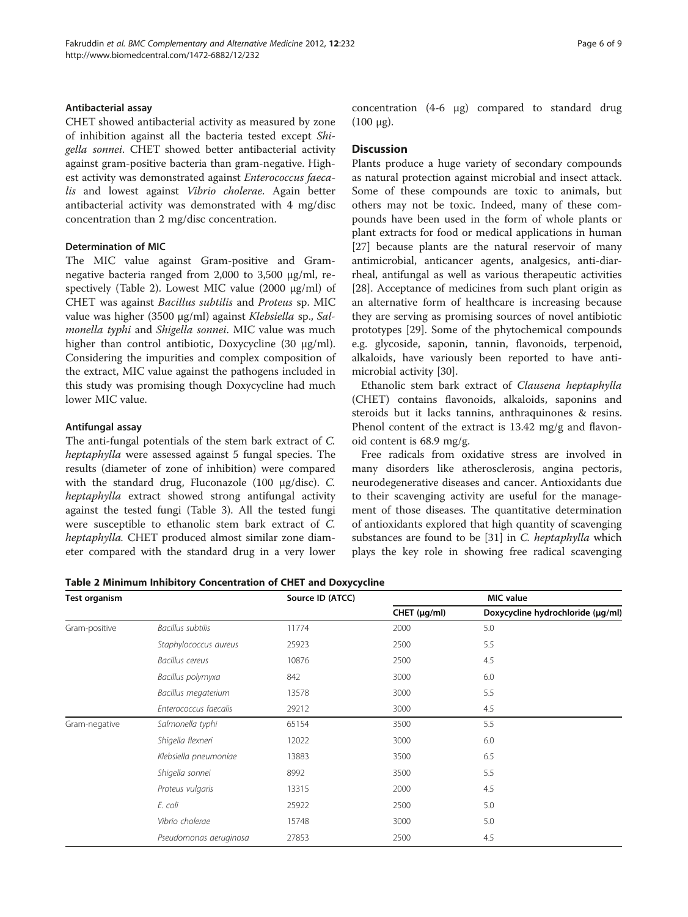### Antibacterial assay

CHET showed antibacterial activity as measured by zone of inhibition against all the bacteria tested except *Shigella sonnei*. CHET showed better antibacterial activity against gram-positive bacteria than gram-negative. Highest activity was demonstrated against *Enterococcus faecalis* and lowest against *Vibrio cholerae*. Again better antibacterial activity was demonstrated with 4 mg/disc concentration than 2 mg/disc concentration.

### Determination of MIC

The MIC value against Gram-positive and Gram-negative bacteria ranged from 2,000 to 3,500 μg/ml, respectively (Table 2). Lowest MIC value (2000 μg/ml) of CHET was against *Bacillus subtilis* and *Proteus* sp. MIC value was higher (3500 μg/ml) against *Klebsiella* sp., *Salmonella typhi* and *Shigella sonnei*. MIC value was much higher than control antibiotic, Doxycycline (30 μg/ml). Considering the impurities and complex composition of the extract, MIC value against the pathogens included in this study was promising though Doxycycline had much lower MIC value.

### Antifungal assay

The anti-fungal potentials of the stem bark extract of *C. heptaphylla* were assessed against 5 fungal species. The results (diameter of zone of inhibition) were compared with the standard drug, Fluconazole (100 μg/disc). *C. heptaphylla* extract showed strong antifungal activity against the tested fungi (Table 3). All the tested fungi were susceptible to ethanolic stem bark extract of *C. heptaphylla.* CHET produced almost similar zone diameter compared with the standard drug in a very lower concentration (4-6 μg) compared to standard drug (100 μg).

## Discussion

Plants produce a huge variety of secondary compounds as natural protection against microbial and insect attack. Some of these compounds are toxic to animals, but others may not be toxic. Indeed, many of these compounds have been used in the form of whole plants or plant extracts for food or medical applications in human [27] because plants are the natural reservoir of many antimicrobial, anticancer agents, analgesics, anti-diarrheal, antifungal as well as various therapeutic activities [28]. Acceptance of medicines from such plant origin as an alternative form of healthcare is increasing because they are serving as promising sources of novel antibiotic prototypes [29]. Some of the phytochemical compounds e.g. glycoside, saponin, tannin, flavonoids, terpenoid, alkaloids, have variously been reported to have antimicrobial activity [30].

Ethanolic stem bark extract of *Clausena heptaphylla* (CHET) contains flavonoids, alkaloids, saponins and steroids but it lacks tannins, anthraquinones & resins. Phenol content of the extract is 13.42 mg/g and flavonoid content is 68.9 mg/g.

Free radicals from oxidative stress are involved in many disorders like atherosclerosis, angina pectoris, neurodegenerative diseases and cancer. Antioxidants due to their scavenging activity are useful for the management of those diseases. The quantitative determination of antioxidants explored that high quantity of scavenging substances are found to be [31] in *C. heptaphylla* which plays the key role in showing free radical scavenging

**Table 2 Minimum Inhibitory Concentration of CHET and Doxycycline**

| Test organism | | Source ID (ATCC) | MIC value | |
|---|---|---|---|---|
| | | | CHET (μg/ml) | Doxycycline hydrochloride (μg/ml) |
| Gram-positive | *Bacillus subtilis* | 11774 | 2000 | 5.0 |
| | *Staphylococcus aureus* | 25923 | 2500 | 5.5 |
| | *Bacillus cereus* | 10876 | 2500 | 4.5 |
| | *Bacillus polymyxa* | 842 | 3000 | 6.0 |
| | *Bacillus megaterium* | 13578 | 3000 | 5.5 |
| | *Enterococcus faecalis* | 29212 | 3000 | 4.5 |
| Gram-negative | *Salmonella typhi* | 65154 | 3500 | 5.5 |
| | *Shigella flexneri* | 12022 | 3000 | 6.0 |
| | *Klebsiella pneumoniae* | 13883 | 3500 | 6.5 |
| | *Shigella sonnei* | 8992 | 3500 | 5.5 |
| | *Proteus vulgaris* | 13315 | 2000 | 4.5 |
| | *E. coli* | 25922 | 2500 | 5.0 |
| | *Vibrio cholerae* | 15748 | 3000 | 5.0 |
| | *Pseudomonas aeruginosa* | 27853 | 2500 | 4.5 |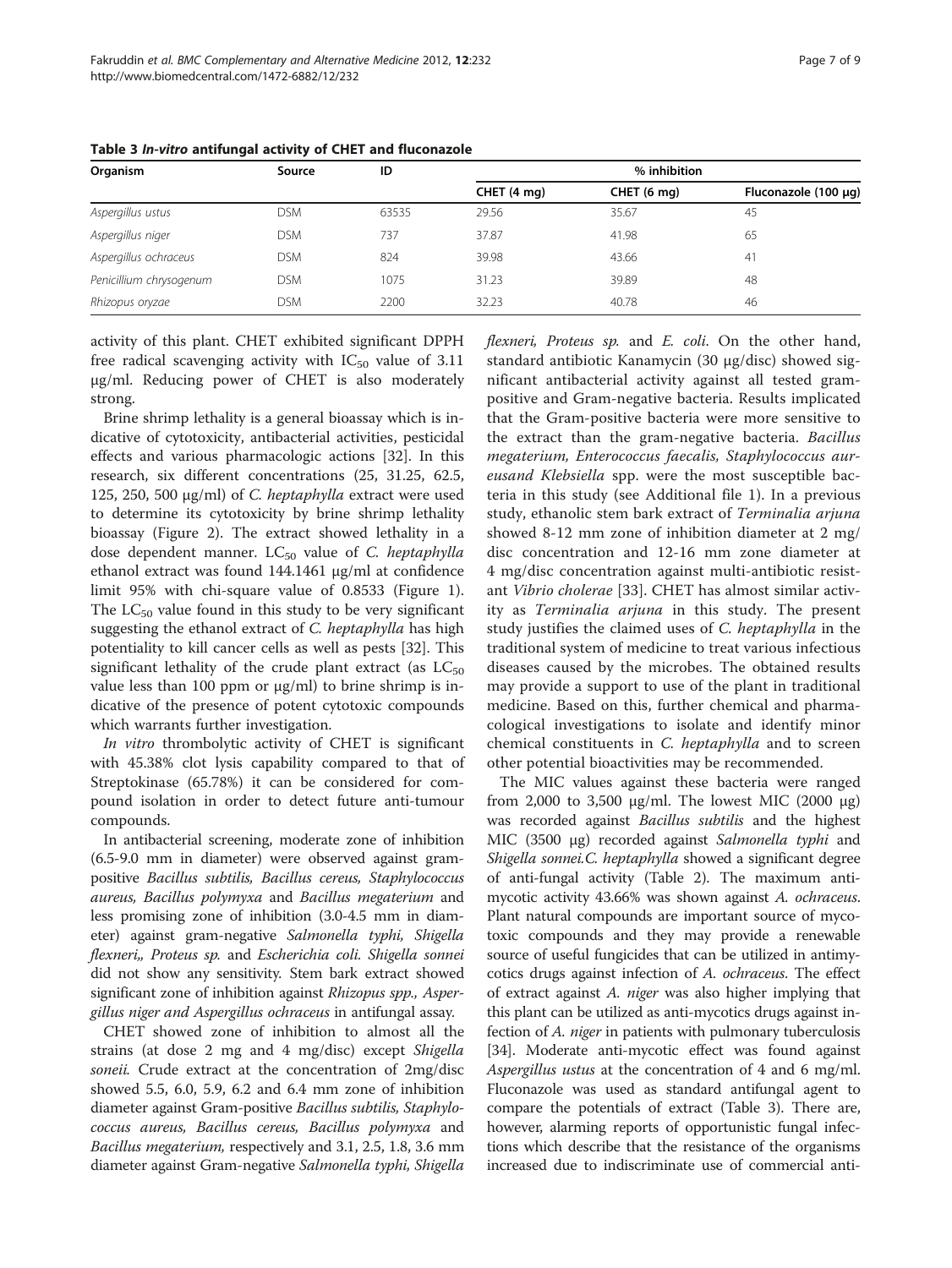**Table 3** *In-vitro* **antifungal activity of CHET and fluconazole**

| Organism | Source | ID | % inhibition | | |
|---|---|---|---|---|---|
| | | | CHET (4 mg) | CHET (6 mg) | Fluconazole (100 μg) |
| *Aspergillus ustus* | DSM | 63535 | 29.56 | 35.67 | 45 |
| *Aspergillus niger* | DSM | 737 | 37.87 | 41.98 | 65 |
| *Aspergillus ochraceus* | DSM | 824 | 39.98 | 43.66 | 41 |
| *Penicillium chrysogenum* | DSM | 1075 | 31.23 | 39.89 | 48 |
| *Rhizopus oryzae* | DSM | 2200 | 32.23 | 40.78 | 46 |

activity of this plant. CHET exhibited significant DPPH free radical scavenging activity with $IC_{50}$ value of 3.11 μg/ml. Reducing power of CHET is also moderately strong.

Brine shrimp lethality is a general bioassay which is indicative of cytotoxicity, antibacterial activities, pesticidal effects and various pharmacologic actions [32]. In this research, six different concentrations (25, 31.25, 62.5, 125, 250, 500 μg/ml) of *C. heptaphylla* extract were used to determine its cytotoxicity by brine shrimp lethality bioassay (Figure 2). The extract showed lethality in a dose dependent manner. $LC_{50}$ value of *C. heptaphylla* ethanol extract was found 144.1461 μg/ml at confidence limit 95% with chi-square value of 0.8533 (Figure 1). The $LC_{50}$ value found in this study to be very significant suggesting the ethanol extract of *C. heptaphylla* has high potentiality to kill cancer cells as well as pests [32]. This significant lethality of the crude plant extract (as $LC_{50}$ value less than 100 ppm or μg/ml) to brine shrimp is indicative of the presence of potent cytotoxic compounds which warrants further investigation.

*In vitro* thrombolytic activity of CHET is significant with 45.38% clot lysis capability compared to that of Streptokinase (65.78%) it can be considered for compound isolation in order to detect future anti-tumour compounds.

In antibacterial screening, moderate zone of inhibition (6.5-9.0 mm in diameter) were observed against gram-positive *Bacillus subtilis, Bacillus cereus, Staphylococcus aureus, Bacillus polymyxa* and *Bacillus megaterium* and less promising zone of inhibition (3.0-4.5 mm in diameter) against gram-negative *Salmonella typhi, Shigella flexneri,, Proteus sp.* and *Escherichia coli. Shigella sonnei* did not show any sensitivity. Stem bark extract showed significant zone of inhibition against *Rhizopus spp., Aspergillus niger and Aspergillus ochraceus* in antifungal assay.

CHET showed zone of inhibition to almost all the strains (at dose 2 mg and 4 mg/disc) except *Shigella soneii.* Crude extract at the concentration of 2mg/disc showed 5.5, 6.0, 5.9, 6.2 and 6.4 mm zone of inhibition diameter against Gram-positive *Bacillus subtilis, Staphylococcus aureus, Bacillus cereus, Bacillus polymyxa* and *Bacillus megaterium,* respectively and 3.1, 2.5, 1.8, 3.6 mm diameter against Gram-negative *Salmonella typhi, Shigella flexneri, Proteus sp.* and *E. coli.* On the other hand, standard antibiotic Kanamycin (30 μg/disc) showed significant antibacterial activity against all tested gram-positive and Gram-negative bacteria. Results implicated that the Gram-positive bacteria were more sensitive to the extract than the gram-negative bacteria. *Bacillus megaterium, Enterococcus faecalis, Staphylococcus aureus*and *Klebsiella* spp. were the most susceptible bacteria in this study (see Additional file 1). In a previous study, ethanolic stem bark extract of *Terminalia arjuna* showed 8-12 mm zone of inhibition diameter at 2 mg/disc concentration and 12-16 mm zone diameter at 4 mg/disc concentration against multi-antibiotic resistant *Vibrio cholerae* [33]. CHET has almost similar activity as *Terminalia arjuna* in this study. The present study justifies the claimed uses of *C. heptaphylla* in the traditional system of medicine to treat various infectious diseases caused by the microbes. The obtained results may provide a support to use of the plant in traditional medicine. Based on this, further chemical and pharmacological investigations to isolate and identify minor chemical constituents in *C. heptaphylla* and to screen other potential bioactivities may be recommended.

The MIC values against these bacteria were ranged from 2,000 to 3,500 μg/ml. The lowest MIC (2000 μg) was recorded against *Bacillus subtilis* and the highest MIC (3500 μg) recorded against *Salmonella typhi* and *Shigella sonnei.C. heptaphylla* showed a significant degree of anti-fungal activity (Table 2). The maximum antimycotic activity 43.66% was shown against *A. ochraceus.* Plant natural compounds are important source of mycotoxic compounds and they may provide a renewable source of useful fungicides that can be utilized in antimycotics drugs against infection of *A. ochraceus*. The effect of extract against *A. niger* was also higher implying that this plant can be utilized as anti-mycotics drugs against infection of *A. niger* in patients with pulmonary tuberculosis [34]. Moderate anti-mycotic effect was found against *Aspergillus ustus* at the concentration of 4 and 6 mg/ml. Fluconazole was used as standard antifungal agent to compare the potentials of extract (Table 3). There are, however, alarming reports of opportunistic fungal infections which describe that the resistance of the organisms increased due to indiscriminate use of commercial anti-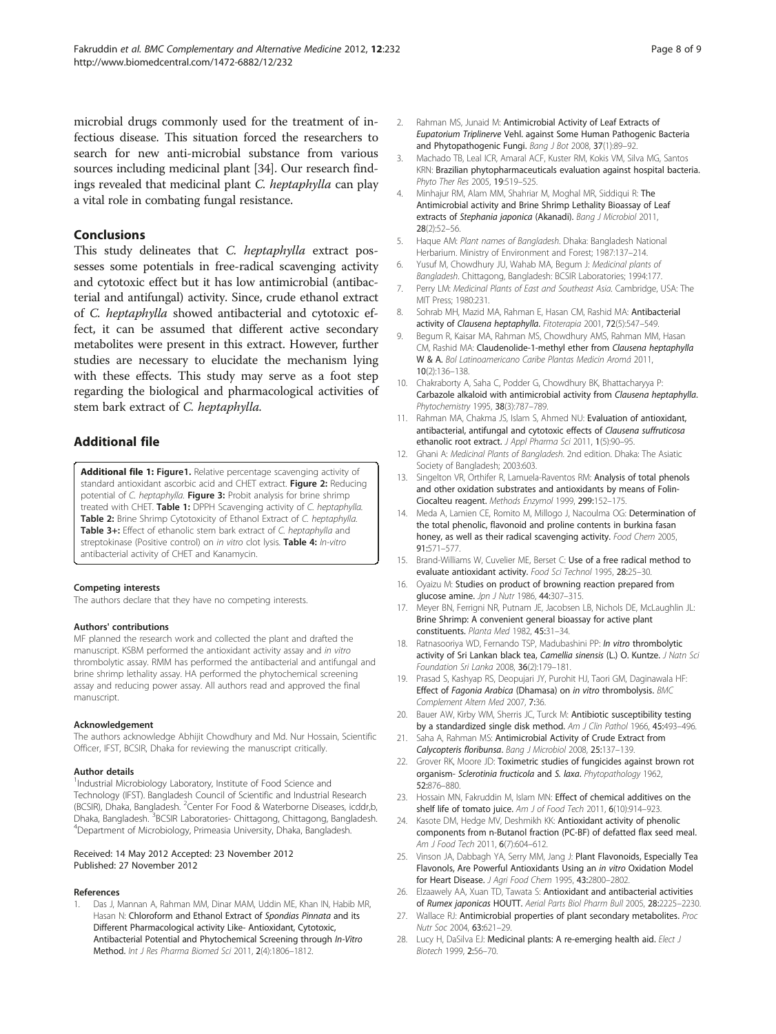microbial drugs commonly used for the treatment of infectious disease. This situation forced the researchers to search for new anti-microbial substance from various sources including medicinal plant [34]. Our research findings revealed that medicinal plant *C. heptaphylla* can play a vital role in combating fungal resistance.

## Conclusions

This study delineates that *C. heptaphylla* extract possesses some potentials in free-radical scavenging activity and cytotoxic effect but it has low antimicrobial (antibacterial and antifungal) activity. Since, crude ethanol extract of *C. heptaphylla* showed antibacterial and cytotoxic effect, it can be assumed that different active secondary metabolites were present in this extract. However, further studies are necessary to elucidate the mechanism lying with these effects. This study may serve as a foot step regarding the biological and pharmacological activities of stem bark extract of *C. heptaphylla.*

## Additional file

**Additional file 1: Figure1.** Relative percentage scavenging activity of standard antioxidant ascorbic acid and CHET extract. **Figure 2:** Reducing potential of *C. heptaphylla.* **Figure 3:** Probit analysis for brine shrimp treated with CHET. **Table 1:** DPPH Scavenging activity of *C. heptaphylla.* **Table 2:** Brine Shrimp Cytotoxicity of Ethanol Extract of *C. heptaphylla.* **Table 3+:** Effect of ethanolic stem bark extract of *C. heptaphylla* and streptokinase (Positive control) on *in vitro* clot lysis. **Table 4:** *In-vitro* antibacterial activity of CHET and Kanamycin.

#### Competing interests

The authors declare that they have no competing interests.

#### Authors' contributions

MF planned the research work and collected the plant and drafted the manuscript. KSBM performed the antioxidant activity assay and *in vitro* thrombolytic assay. RMM has performed the antibacterial and antifungal and brine shrimp lethality assay. HA performed the phytochemical screening assay and reducing power assay. All authors read and approved the final manuscript.

#### Acknowledgement

The authors acknowledge Abhijit Chowdhury and Md. Nur Hossain, Scientific Officer, IFST, BCSIR, Dhaka for reviewing the manuscript critically.

#### Author details

[1]Industrial Microbiology Laboratory, Institute of Food Science and Technology (IFST). Bangladesh Council of Scientific and Industrial Research (BCSIR), Dhaka, Bangladesh. [2]Center For Food & Waterborne Diseases, icddr,b, Dhaka, Bangladesh. [3]BCSIR Laboratories- Chittagong, Chittagong, Bangladesh. [4]Department of Microbiology, Primeasia University, Dhaka, Bangladesh.

Received: 14 May 2012 Accepted: 23 November 2012
Published: 27 November 2012

#### References

1. Das J, Mannan A, Rahman MM, Dinar MAM, Uddin ME, Khan IN, Habib MR, Hasan N: **Chloroform and Ethanol Extract of *Spondias Pinnata* and its Different Pharmacological activity Like- Antioxidant, Cytotoxic, Antibacterial Potential and Phytochemical Screening through *In-Vitro* Method.** *Int J Res Pharma Biomed Sci* 2011, **2**(4):1806–1812.
2. Rahman MS, Junaid M: **Antimicrobial Activity of Leaf Extracts of *Eupatorium Triplinerve* Vehl. against Some Human Pathogenic Bacteria and Phytopathogenic Fungi.** *Bang J Bot* 2008, **37**(1):89–92.
3. Machado TB, Leal ICR, Amaral ACF, Kuster RM, Kokis VM, Silva MG, Santos KRN: **Brazilian phytopharmaceuticals evaluation against hospital bacteria.** *Phyto Ther Res* 2005, **19**:519–525.
4. Minhajur RM, Alam MM, Shahriar M, Moghal MR, Siddiqui R: **The Antimicrobial activity and Brine Shrimp Lethality Bioassay of Leaf extracts of *Stephania japonica* (Akanadi).** *Bang J Microbiol* 2011, **28**(2):52–56.
5. Haque AM: *Plant names of Bangladesh.* Dhaka: Bangladesh National Herbarium. Ministry of Environment and Forest; 1987:137–214.
6. Yusuf M, Chowdhury JU, Wahab MA, Begum J: *Medicinal plants of Bangladesh.* Chittagong, Bangladesh: BCSIR Laboratories; 1994:177.
7. Perry LM: *Medicinal Plants of East and Southeast Asia.* Cambridge, USA: The MIT Press; 1980:231.
8. Sohrab MH, Mazid MA, Rahman E, Hasan CM, Rashid MA: **Antibacterial activity of *Clausena heptaphylla*.** *Fitoterapia* 2001, **72**(5):547–549.
9. Begum R, Kaisar MA, Rahman MS, Chowdhury AMS, Rahman MM, Hasan CM, Rashid MA: **Claudenolide-1-methyl ether from *Clausena heptaphylla* W & A.** *Bol Latinoamericano Caribe Plantas Medicin Aromá* 2011, **10**(2):136–138.
10. Chakraborty A, Saha C, Podder G, Chowdhury BK, Bhattacharyya P: **Carbazole alkaloid with antimicrobial activity from *Clausena heptaphylla*.** *Phytochemistry* 1995, **38**(3):787–789.
11. Rahman MA, Chakma JS, Islam S, Ahmed NU: **Evaluation of antioxidant, antibacterial, antifungal and cytotoxic effects of *Clausena suffruticosa* ethanolic root extract.** *J Appl Pharma Sci* 2011, **1**(5):90–95.
12. Ghani A: *Medicinal Plants of Bangladesh.* 2nd edition. Dhaka: The Asiatic Society of Bangladesh; 2003:603.
13. Singelton VR, Orthifer R, Lamuela-Raventos RM: **Analysis of total phenols and other oxidation substrates and antioxidants by means of Folin-Ciocalteu reagent.** *Methods Enzymol* 1999, **299**:152–175.
14. Meda A, Lamien CE, Romito M, Millogo J, Nacoulma OG: **Determination of the total phenolic, flavonoid and proline contents in burkina fasan honey, as well as their radical scavenging activity.** *Food Chem* 2005, **91**:571–577.
15. Brand-Williams W, Cuvelier ME, Berset C: **Use of a free radical method to evaluate antioxidant activity.** *Food Sci Technol* 1995, **28**:25–30.
16. Oyaizu M: **Studies on product of browning reaction prepared from glucose amine.** *Jpn J Nutr* 1986, **44**:307–315.
17. Meyer BN, Ferrigni NR, Putnam JE, Jacobsen LB, Nichols DE, McLaughlin JL: **Brine Shrimp: A convenient general bioassay for active plant constituents.** *Planta Med* 1982, **45**:31–34.
18. Ratnasooriya WD, Fernando TSP, Madubashini PP: ***In vitro* thrombolytic activity of Sri Lankan black tea, *Camellia sinensis* (L.) O. Kuntze.** *J Natn Sci Foundation Sri Lanka* 2008, **36**(2):179–181.
19. Prasad S, Kashyap RS, Deopujari JY, Purohit HJ, Taori GM, Daginawala HF: **Effect of *Fagonia Arabica* (Dhamasa) on *in vitro* thrombolysis.** *BMC Complement Altern Med* 2007, **7**:36.
20. Bauer AW, Kirby WM, Sherris JC, Turck M: **Antibiotic susceptibility testing by a standardized single disk method.** *Am J Clin Pathol* 1966, **45**:493–496.
21. Saha A, Rahman MS: **Antimicrobial Activity of Crude Extract from *Calycopteris floribunsa*.** *Bang J Microbiol* 2008, **25**:137–139.
22. Grover RK, Moore JD: **Toximetric studies of fungicides against brown rot organism- *Sclerotinia fructicola* and *S. laxa*.** *Phytopathology* 1962, **52**:876–880.
23. Hossain MN, Fakruddin M, Islam MN: **Effect of chemical additives on the shelf life of tomato juice.** *Am J of Food Tech* 2011, **6**(10):914–923.
24. Kasote DM, Hedge MV, Deshmikh KK: **Antioxidant activity of phenolic components from n-Butanol fraction (PC-BF) of defatted flax seed meal.** *Am J Food Tech* 2011, **6**(7):604–612.
25. Vinson JA, Dabbagh YA, Serry MM, Jang J: **Plant Flavonoids, Especially Tea Flavonols, Are Powerful Antioxidants Using an *in vitro* Oxidation Model for Heart Disease.** *J Agri Food Chem* 1995, **43**:2800–2802.
26. Elzaawely AA, Xuan TD, Tawata S: **Antioxidant and antibacterial activities of *Rumex japonicas* HOUTT.** *Aerial Parts Biol Pharm Bull* 2005, **28**:2225–2230.
27. Wallace RJ: **Antimicrobial properties of plant secondary metabolites.** *Proc Nutr Soc* 2004, **63**:621–29.
28. Lucy H, DaSilva EJ: **Medicinal plants: A re-emerging health aid.** *Elect J Biotech* 1999, **2**:56–70.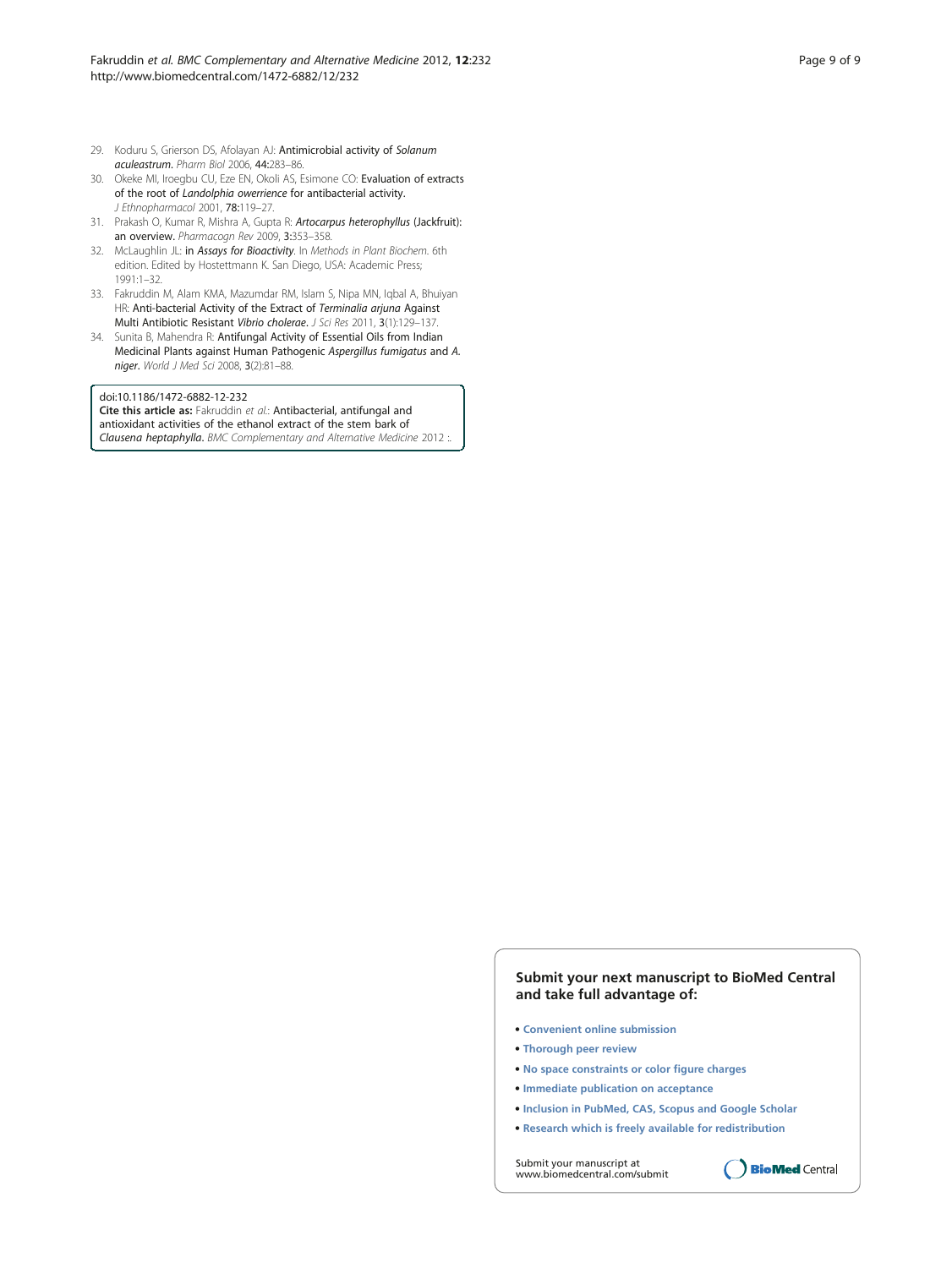29. Koduru S, Grierson DS, Afolayan AJ: **Antimicrobial activity of *Solanum aculeastrum*.** *Pharm Biol* 2006, **44:**283–86.
30. Okeke MI, Iroegbu CU, Eze EN, Okoli AS, Esimone CO: **Evaluation of extracts of the root of *Landolphia owerrience* for antibacterial activity.** *J Ethnopharmacol* 2001, **78:**119–27.
31. Prakash O, Kumar R, Mishra A, Gupta R: ***Artocarpus heterophyllus* (Jackfruit): an overview.** *Pharmacogn Rev* 2009, **3:**353–358.
32. McLaughlin JL: **in *Assays for Bioactivity*.** In *Methods in Plant Biochem*. 6th edition. Edited by Hostettmann K. San Diego, USA: Academic Press; 1991:1–32.
33. Fakruddin M, Alam KMA, Mazumdar RM, Islam S, Nipa MN, Iqbal A, Bhuiyan HR: **Anti-bacterial Activity of the Extract of *Terminalia arjuna* Against Multi Antibiotic Resistant *Vibrio cholerae*.** *J Sci Res* 2011, **3**(1):129–137.
34. Sunita B, Mahendra R: **Antifungal Activity of Essential Oils from Indian Medicinal Plants against Human Pathogenic *Aspergillus fumigatus* and *A. niger*.** *World J Med Sci* 2008, **3**(2):81–88.

doi:10.1186/1472-6882-12-232
**Cite this article as:** Fakruddin *et al.*: **Antibacterial, antifungal and antioxidant activities of the ethanol extract of the stem bark of *Clausena heptaphylla*.** *BMC Complementary and Alternative Medicine* 2012 :.

**Submit your next manuscript to BioMed Central and take full advantage of:**

- **Convenient online submission**
- **Thorough peer review**
- **No space constraints or color figure charges**
- **Immediate publication on acceptance**
- **Inclusion in PubMed, CAS, Scopus and Google Scholar**
- **Research which is freely available for redistribution**

Submit your manuscript at
www.biomedcentral.com/submit

BioMed Central